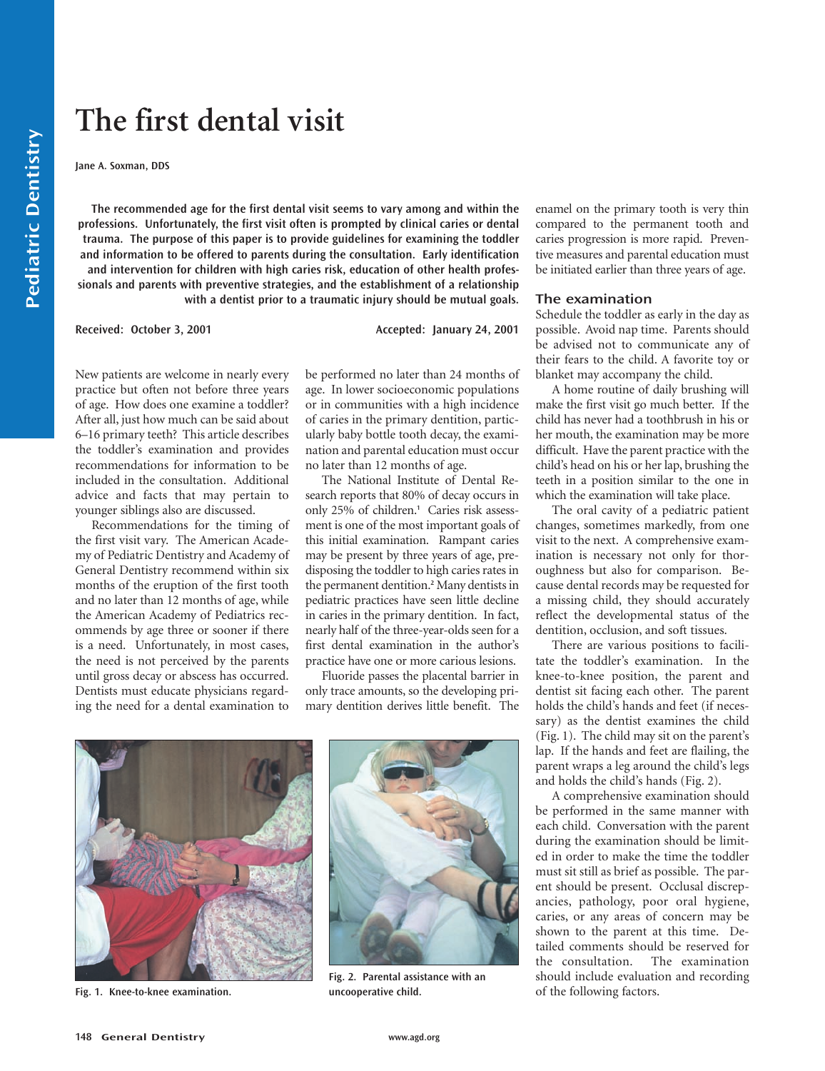# The first dental visit

**Jane A. Soxman, DDS**

**The recommended age for the first dental visit seems to vary among and within the professions. Unfortunately, the first visit often is prompted by clinical caries or dental trauma. The purpose of this paper is to provide guidelines for examining the toddler and information to be offered to parents during the consultation. Early identification and intervention for children with high caries risk, education of other health professionals and parents with preventive strategies, and the establishment of a relationship with a dentist prior to a traumatic injury should be mutual goals.**

**Received: October 3, 2001** **Accepted: January 24, 2001**

New patients are welcome in nearly every practice but often not before three years of age. How does one examine a toddler? After all, just how much can be said about 6–16 primary teeth? This article describes the toddler's examination and provides recommendations for information to be included in the consultation. Additional advice and facts that may pertain to younger siblings also are discussed.

Recommendations for the timing of the first visit vary. The American Academy of Pediatric Dentistry and Academy of General Dentistry recommend within six months of the eruption of the first tooth and no later than 12 months of age, while the American Academy of Pediatrics recommends by age three or sooner if there is a need. Unfortunately, in most cases, the need is not perceived by the parents until gross decay or abscess has occurred. Dentists must educate physicians regarding the need for a dental examination to be performed no later than 24 months of age. In lower socioeconomic populations or in communities with a high incidence of caries in the primary dentition, particularly baby bottle tooth decay, the examination and parental education must occur no later than 12 months of age.

The National Institute of Dental Research reports that 80% of decay occurs in only 25% of children.[1] Caries risk assessment is one of the most important goals of this initial examination. Rampant caries may be present by three years of age, predisposing the toddler to high caries rates in the permanent dentition.[2] Many dentists in pediatric practices have seen little decline in caries in the primary dentition. In fact, nearly half of the three-year-olds seen for a first dental examination in the author's practice have one or more carious lesions.

Fluoride passes the placental barrier in only trace amounts, so the developing primary dentition derives little benefit. The enamel on the primary tooth is very thin compared to the permanent tooth and caries progression is more rapid. Preventive measures and parental education must be initiated earlier than three years of age.

## The examination

Schedule the toddler as early in the day as possible. Avoid nap time. Parents should be advised not to communicate any of their fears to the child. A favorite toy or blanket may accompany the child.

A home routine of daily brushing will make the first visit go much better. If the child has never had a toothbrush in his or her mouth, the examination may be more difficult. Have the parent practice with the child's head on his or her lap, brushing the teeth in a position similar to the one in which the examination will take place.

The oral cavity of a pediatric patient changes, sometimes markedly, from one visit to the next. A comprehensive examination is necessary not only for thoroughness but also for comparison. Because dental records may be requested for a missing child, they should accurately reflect the developmental status of the dentition, occlusion, and soft tissues.

There are various positions to facilitate the toddler's examination. In the knee-to-knee position, the parent and dentist sit facing each other. The parent holds the child's hands and feet (if necessary) as the dentist examines the child (Fig. 1). The child may sit on the parent's lap. If the hands and feet are flailing, the parent wraps a leg around the child's legs and holds the child's hands (Fig. 2).

A comprehensive examination should be performed in the same manner with each child. Conversation with the parent during the examination should be limited in order to make the time the toddler must sit still as brief as possible. The parent should be present. Occlusal discrepancies, pathology, poor oral hygiene, caries, or any areas of concern may be shown to the parent at this time. Detailed comments should be reserved for the consultation. The examination should include evaluation and recording of the following factors.

**Fig. 1. Knee-to-knee examination.**

**Fig. 2. Parental assistance with an uncooperative child.**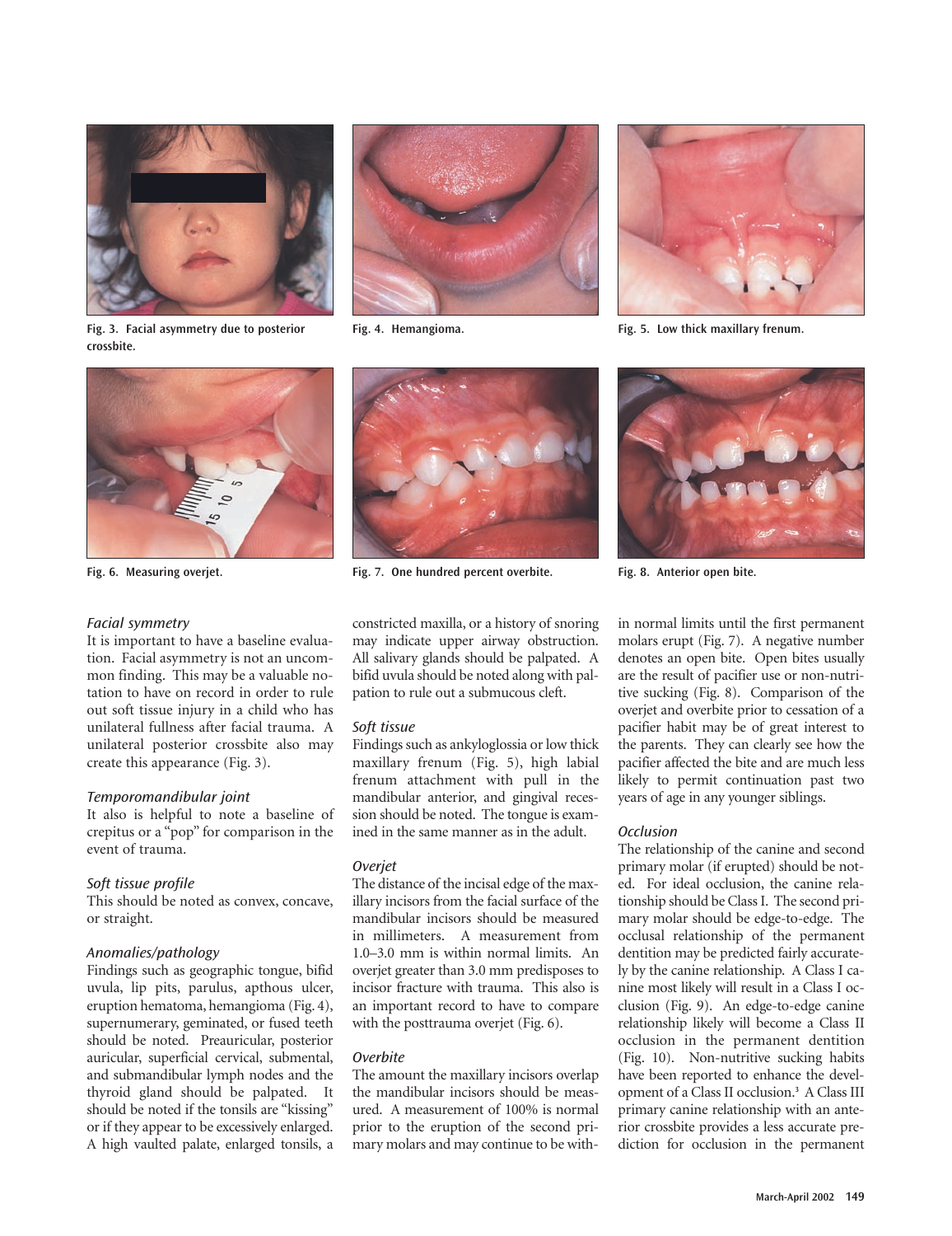Fig. 3. Facial asymmetry due to posterior crossbite.

Fig. 4. Hemangioma.

Fig. 5. Low thick maxillary frenum.

Fig. 6. Measuring overjet.

Fig. 7. One hundred percent overbite.

Fig. 8. Anterior open bite.

*Facial symmetry*

It is important to have a baseline evaluation. Facial asymmetry is not an uncommon finding. This may be a valuable notation to have on record in order to rule out soft tissue injury in a child who has unilateral fullness after facial trauma. A unilateral posterior crossbite also may create this appearance (Fig. 3).

*Temporomandibular joint*

It also is helpful to note a baseline of crepitus or a "pop" for comparison in the event of trauma.

*Soft tissue profile*

This should be noted as convex, concave, or straight.

*Anomalies/pathology*

Findings such as geographic tongue, bifid uvula, lip pits, parulus, apthous ulcer, eruption hematoma, hemangioma (Fig. 4), supernumerary, geminated, or fused teeth should be noted. Preauricular, posterior auricular, superficial cervical, submental, and submandibular lymph nodes and the thyroid gland should be palpated. It should be noted if the tonsils are "kissing" or if they appear to be excessively enlarged. A high vaulted palate, enlarged tonsils, a constricted maxilla, or a history of snoring may indicate upper airway obstruction. All salivary glands should be palpated. A bifid uvula should be noted along with palpation to rule out a submucous cleft.

*Soft tissue*

Findings such as ankyloglossia or low thick maxillary frenum (Fig. 5), high labial frenum attachment with pull in the mandibular anterior, and gingival recession should be noted. The tongue is examined in the same manner as in the adult.

*Overjet*

The distance of the incisal edge of the maxillary incisors from the facial surface of the mandibular incisors should be measured in millimeters. A measurement from 1.0–3.0 mm is within normal limits. An overjet greater than 3.0 mm predisposes to incisor fracture with trauma. This also is an important record to have to compare with the posttrauma overjet (Fig. 6).

*Overbite*

The amount the maxillary incisors overlap the mandibular incisors should be measured. A measurement of 100% is normal prior to the eruption of the second primary molars and may continue to be within normal limits until the first permanent molars erupt (Fig. 7). A negative number denotes an open bite. Open bites usually are the result of pacifier use or non-nutritive sucking (Fig. 8). Comparison of the overjet and overbite prior to cessation of a pacifier habit may be of great interest to the parents. They can clearly see how the pacifier affected the bite and are much less likely to permit continuation past two years of age in any younger siblings.

*Occlusion*

The relationship of the canine and second primary molar (if erupted) should be noted. For ideal occlusion, the canine relationship should be Class I. The second primary molar should be edge-to-edge. The occlusal relationship of the permanent dentition may be predicted fairly accurately by the canine relationship. A Class I canine most likely will result in a Class I occlusion (Fig. 9). An edge-to-edge canine relationship likely will become a Class II occlusion in the permanent dentition (Fig. 10). Non-nutritive sucking habits have been reported to enhance the development of a Class II occlusion.[3] A Class III primary canine relationship with an anterior crossbite provides a less accurate prediction for occlusion in the permanent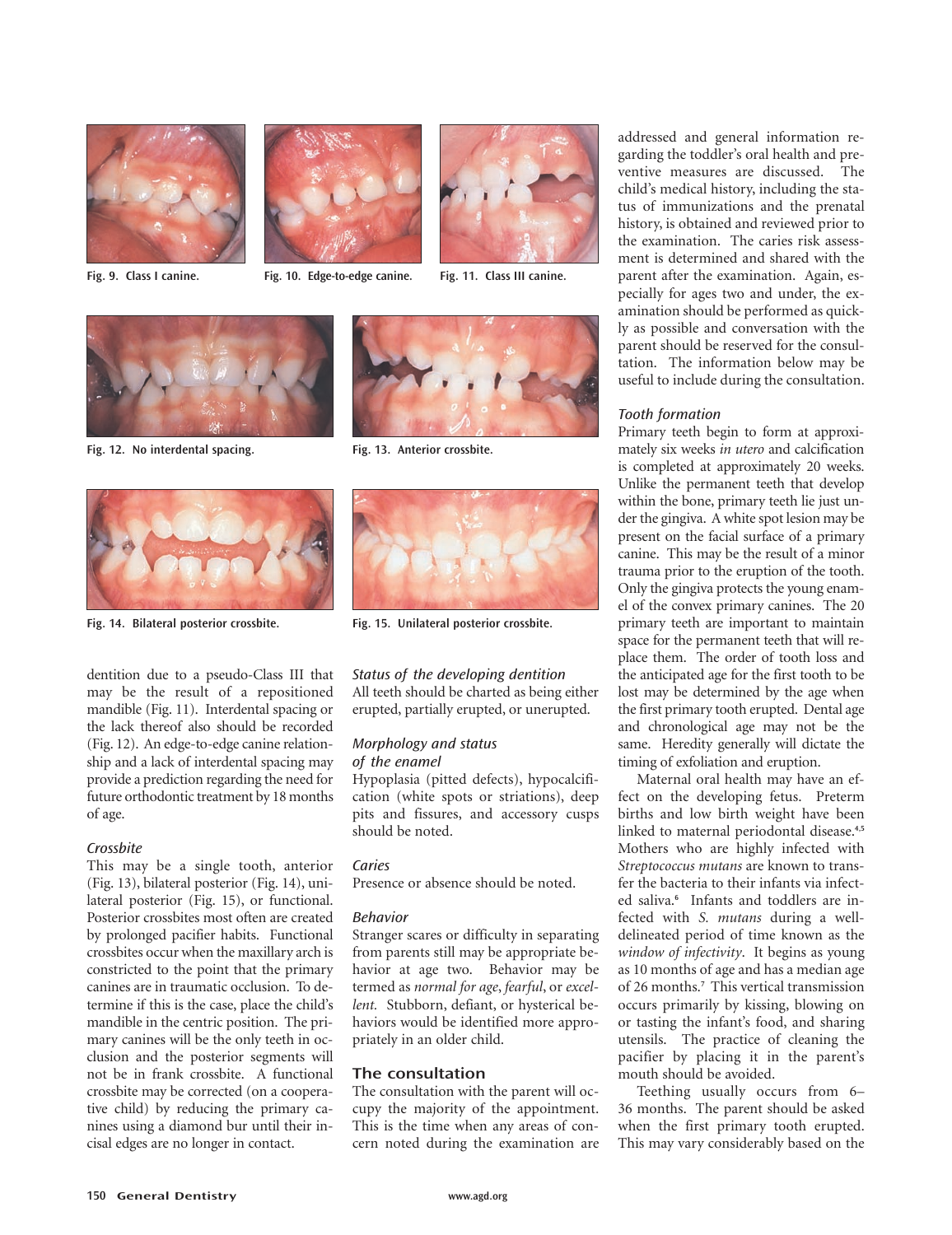Fig. 9. Class I canine.

Fig. 10. Edge-to-edge canine.

Fig. 11. Class III canine.

Fig. 12. No interdental spacing.

Fig. 13. Anterior crossbite.

Fig. 14. Bilateral posterior crossbite.

Fig. 15. Unilateral posterior crossbite.

dentition due to a pseudo-Class III that may be the result of a repositioned mandible (Fig. 11). Interdental spacing or the lack thereof also should be recorded (Fig. 12). An edge-to-edge canine relationship and a lack of interdental spacing may provide a prediction regarding the need for future orthodontic treatment by 18 months of age.

### *Crossbite*

This may be a single tooth, anterior (Fig. 13), bilateral posterior (Fig. 14), unilateral posterior (Fig. 15), or functional. Posterior crossbites most often are created by prolonged pacifier habits. Functional crossbites occur when the maxillary arch is constricted to the point that the primary canines are in traumatic occlusion. To determine if this is the case, place the child's mandible in the centric position. The primary canines will be the only teeth in occlusion and the posterior segments will not be in frank crossbite. A functional crossbite may be corrected (on a cooperative child) by reducing the primary canines using a diamond bur until their incisal edges are no longer in contact.

### *Status of the developing dentition*

All teeth should be charted as being either erupted, partially erupted, or unerupted.

### *Morphology and status of the enamel*

Hypoplasia (pitted defects), hypocalcification (white spots or striations), deep pits and fissures, and accessory cusps should be noted.

### *Caries*

Presence or absence should be noted.

### *Behavior*

Stranger scares or difficulty in separating from parents still may be appropriate behavior at age two. Behavior may be termed as *normal for age*, *fearful*, or *excellent*. Stubborn, defiant, or hysterical behaviors would be identified more appropriately in an older child.

## The consultation

The consultation with the parent will occupy the majority of the appointment. This is the time when any areas of concern noted during the examination are addressed and general information regarding the toddler's oral health and preventive measures are discussed. The child's medical history, including the status of immunizations and the prenatal history, is obtained and reviewed prior to the examination. The caries risk assessment is determined and shared with the parent after the examination. Again, especially for ages two and under, the examination should be performed as quickly as possible and conversation with the parent should be reserved for the consultation. The information below may be useful to include during the consultation.

### *Tooth formation*

Primary teeth begin to form at approximately six weeks *in utero* and calcification is completed at approximately 20 weeks. Unlike the permanent teeth that develop within the bone, primary teeth lie just under the gingiva. A white spot lesion may be present on the facial surface of a primary canine. This may be the result of a minor trauma prior to the eruption of the tooth. Only the gingiva protects the young enamel of the convex primary canines. The 20 primary teeth are important to maintain space for the permanent teeth that will replace them. The order of tooth loss and the anticipated age for the first tooth to be lost may be determined by the age when the first primary tooth erupted. Dental age and chronological age may not be the same. Heredity generally will dictate the timing of exfoliation and eruption.

Maternal oral health may have an effect on the developing fetus. Preterm births and low birth weight have been linked to maternal periodontal disease.[4,5] Mothers who are highly infected with *Streptococcus mutans* are known to transfer the bacteria to their infants via infected saliva.[6] Infants and toddlers are infected with *S. mutans* during a well-delineated period of time known as the *window of infectivity*. It begins as young as 10 months of age and has a median age of 26 months.[7] This vertical transmission occurs primarily by kissing, blowing on or tasting the infant's food, and sharing utensils. The practice of cleaning the pacifier by placing it in the parent's mouth should be avoided.

Teething usually occurs from 6–36 months. The parent should be asked when the first primary tooth erupted. This may vary considerably based on the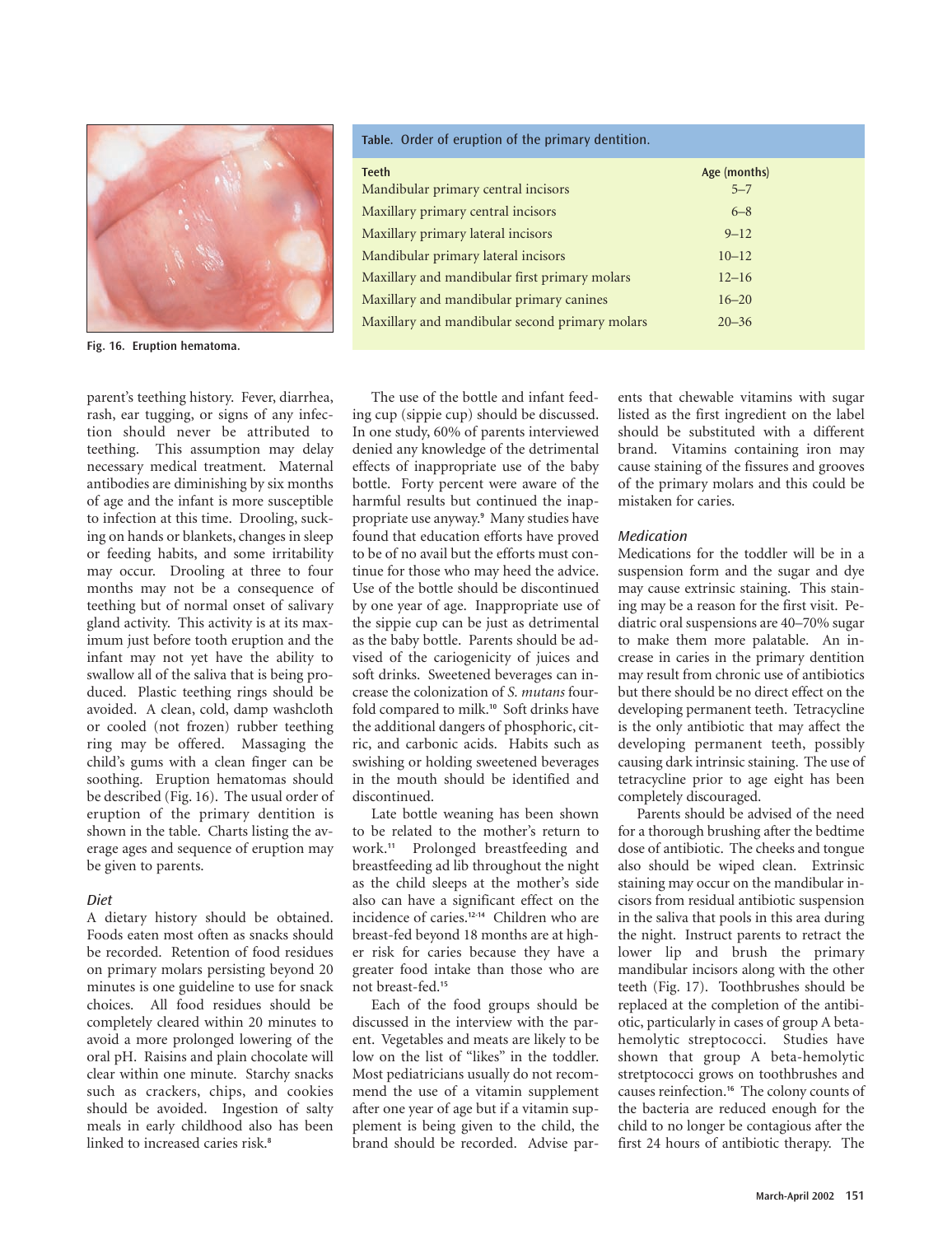Fig. 16. Eruption hematoma.

**Table.** Order of eruption of the primary dentition.

| Teeth | Age (months) |
|---|---|
| Mandibular primary central incisors | 5–7 |
| Maxillary primary central incisors | 6–8 |
| Maxillary primary lateral incisors | 9–12 |
| Mandibular primary lateral incisors | 10–12 |
| Maxillary and mandibular first primary molars | 12–16 |
| Maxillary and mandibular primary canines | 16–20 |
| Maxillary and mandibular second primary molars | 20–36 |

parent's teething history. Fever, diarrhea, rash, ear tugging, or signs of any infection should never be attributed to teething. This assumption may delay necessary medical treatment. Maternal antibodies are diminishing by six months of age and the infant is more susceptible to infection at this time. Drooling, sucking on hands or blankets, changes in sleep or feeding habits, and some irritability may occur. Drooling at three to four months may not be a consequence of teething but of normal onset of salivary gland activity. This activity is at its maximum just before tooth eruption and the infant may not yet have the ability to swallow all of the saliva that is being produced. Plastic teething rings should be avoided. A clean, cold, damp washcloth or cooled (not frozen) rubber teething ring may be offered. Massaging the child's gums with a clean finger can be soothing. Eruption hematomas should be described (Fig. 16). The usual order of eruption of the primary dentition is shown in the table. Charts listing the average ages and sequence of eruption may be given to parents.

### *Diet*

A dietary history should be obtained. Foods eaten most often as snacks should be recorded. Retention of food residues on primary molars persisting beyond 20 minutes is one guideline to use for snack choices. All food residues should be completely cleared within 20 minutes to avoid a more prolonged lowering of the oral pH. Raisins and plain chocolate will clear within one minute. Starchy snacks such as crackers, chips, and cookies should be avoided. Ingestion of salty meals in early childhood also has been linked to increased caries risk.[8]

The use of the bottle and infant feeding cup (sippie cup) should be discussed. In one study, 60% of parents interviewed denied any knowledge of the detrimental effects of inappropriate use of the baby bottle. Forty percent were aware of the harmful results but continued the inappropriate use anyway.[9] Many studies have found that education efforts have proved to be of no avail but the efforts must continue for those who may heed the advice. Use of the bottle should be discontinued by one year of age. Inappropriate use of the sippie cup can be just as detrimental as the baby bottle. Parents should be advised of the cariogenicity of juices and soft drinks. Sweetened beverages can increase the colonization of *S. mutans* fourfold compared to milk.[10] Soft drinks have the additional dangers of phosphoric, citric, and carbonic acids. Habits such as swishing or holding sweetened beverages in the mouth should be identified and discontinued.

Late bottle weaning has been shown to be related to the mother's return to work.[11] Prolonged breastfeeding and breastfeeding ad lib throughout the night as the child sleeps at the mother's side also can have a significant effect on the incidence of caries.[12-14] Children who are breast-fed beyond 18 months are at higher risk for caries because they have a greater food intake than those who are not breast-fed.[15]

Each of the food groups should be discussed in the interview with the parent. Vegetables and meats are likely to be low on the list of "likes" in the toddler. Most pediatricians usually do not recommend the use of a vitamin supplement after one year of age but if a vitamin supplement is being given to the child, the brand should be recorded. Advise parents that chewable vitamins with sugar listed as the first ingredient on the label should be substituted with a different brand. Vitamins containing iron may cause staining of the fissures and grooves of the primary molars and this could be mistaken for caries.

### *Medication*

Medications for the toddler will be in a suspension form and the sugar and dye may cause extrinsic staining. This staining may be a reason for the first visit. Pediatric oral suspensions are 40–70% sugar to make them more palatable. An increase in caries in the primary dentition may result from chronic use of antibiotics but there should be no direct effect on the developing permanent teeth. Tetracycline is the only antibiotic that may affect the developing permanent teeth, possibly causing dark intrinsic staining. The use of tetracycline prior to age eight has been completely discouraged.

Parents should be advised of the need for a thorough brushing after the bedtime dose of antibiotic. The cheeks and tongue also should be wiped clean. Extrinsic staining may occur on the mandibular incisors from residual antibiotic suspension in the saliva that pools in this area during the night. Instruct parents to retract the lower lip and brush the primary mandibular incisors along with the other teeth (Fig. 17). Toothbrushes should be replaced at the completion of the antibiotic, particularly in cases of group A beta-hemolytic streptococci. Studies have shown that group A beta-hemolytic stretptococci grows on toothbrushes and causes reinfection.[16] The colony counts of the bacteria are reduced enough for the child to no longer be contagious after the first 24 hours of antibiotic therapy. The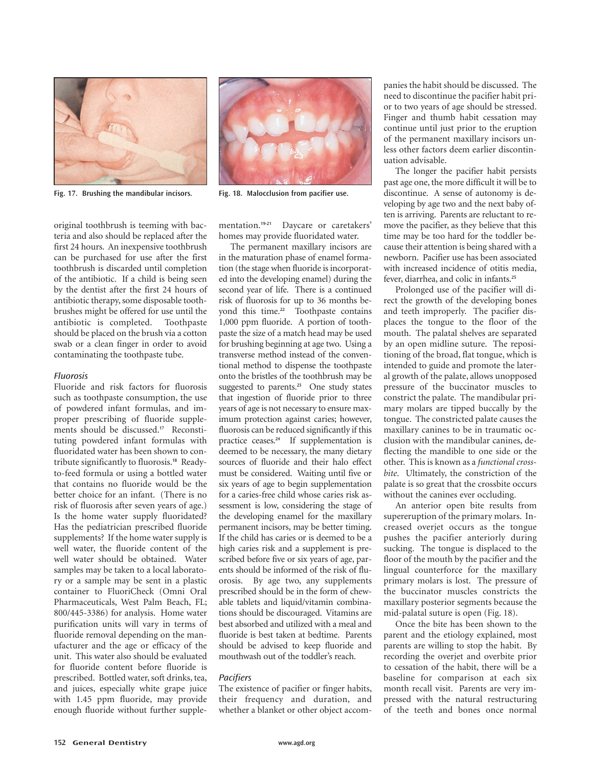Fig. 17. Brushing the mandibular incisors.

Fig. 18. Malocclusion from pacifier use.

original toothbrush is teeming with bacteria and also should be replaced after the first 24 hours. An inexpensive toothbrush can be purchased for use after the first toothbrush is discarded until completion of the antibiotic. If a child is being seen by the dentist after the first 24 hours of antibiotic therapy, some disposable toothbrushes might be offered for use until the antibiotic is completed. Toothpaste should be placed on the brush via a cotton swab or a clean finger in order to avoid contaminating the toothpaste tube.

### *Fluorosis*

Fluoride and risk factors for fluorosis such as toothpaste consumption, the use of powdered infant formulas, and improper prescribing of fluoride supplements should be discussed.[17] Reconstituting powdered infant formulas with fluoridated water has been shown to contribute significantly to fluorosis.[18] Ready-to-feed formula or using a bottled water that contains no fluoride would be the better choice for an infant. (There is no risk of fluorosis after seven years of age.) Is the home water supply fluoridated? Has the pediatrician prescribed fluoride supplements? If the home water supply is well water, the fluoride content of the well water should be obtained. Water samples may be taken to a local laboratory or a sample may be sent in a plastic container to FluoriCheck (Omni Oral Pharmaceuticals, West Palm Beach, FL; 800/445-3386) for analysis. Home water purification units will vary in terms of fluoride removal depending on the manufacturer and the age or efficacy of the unit. This water also should be evaluated for fluoride content before fluoride is prescribed. Bottled water, soft drinks, tea, and juices, especially white grape juice with 1.45 ppm fluoride, may provide enough fluoride without further supplementation.[19-21] Daycare or caretakers' homes may provide fluoridated water.

The permanent maxillary incisors are in the maturation phase of enamel formation (the stage when fluoride is incorporated into the developing enamel) during the second year of life. There is a continued risk of fluorosis for up to 36 months beyond this time.[22] Toothpaste contains 1,000 ppm fluoride. A portion of toothpaste the size of a match head may be used for brushing beginning at age two. Using a transverse method instead of the conventional method to dispense the toothpaste onto the bristles of the toothbrush may be suggested to parents.[23] One study states that ingestion of fluoride prior to three years of age is not necessary to ensure maximum protection against caries; however, fluorosis can be reduced significantly if this practice ceases.[24] If supplementation is deemed to be necessary, the many dietary sources of fluoride and their halo effect must be considered. Waiting until five or six years of age to begin supplementation for a caries-free child whose caries risk assessment is low, considering the stage of the developing enamel for the maxillary permanent incisors, may be better timing. If the child has caries or is deemed to be a high caries risk and a supplement is prescribed before five or six years of age, parents should be informed of the risk of fluorosis. By age two, any supplements prescribed should be in the form of chewable tablets and liquid/vitamin combinations should be discouraged. Vitamins are best absorbed and utilized with a meal and fluoride is best taken at bedtime. Parents should be advised to keep fluoride and mouthwash out of the toddler's reach.

### *Pacifiers*

The existence of pacifier or finger habits, their frequency and duration, and whether a blanket or other object accompanies the habit should be discussed. The need to discontinue the pacifier habit prior to two years of age should be stressed. Finger and thumb habit cessation may continue until just prior to the eruption of the permanent maxillary incisors unless other factors deem earlier discontinuation advisable.

The longer the pacifier habit persists past age one, the more difficult it will be to discontinue. A sense of autonomy is developing by age two and the next baby often is arriving. Parents are reluctant to remove the pacifier, as they believe that this time may be too hard for the toddler because their attention is being shared with a newborn. Pacifier use has been associated with increased incidence of otitis media, fever, diarrhea, and colic in infants.[25]

Prolonged use of the pacifier will direct the growth of the developing bones and teeth improperly. The pacifier displaces the tongue to the floor of the mouth. The palatal shelves are separated by an open midline suture. The repositioning of the broad, flat tongue, which is intended to guide and promote the lateral growth of the palate, allows unopposed pressure of the buccinator muscles to constrict the palate. The mandibular primary molars are tipped buccally by the tongue. The constricted palate causes the maxillary canines to be in traumatic occlusion with the mandibular canines, deflecting the mandible to one side or the other. This is known as a *functional crossbite*. Ultimately, the constriction of the palate is so great that the crossbite occurs without the canines ever occluding.

An anterior open bite results from supereruption of the primary molars. Increased overjet occurs as the tongue pushes the pacifier anteriorly during sucking. The tongue is displaced to the floor of the mouth by the pacifier and the lingual counterforce for the maxillary primary molars is lost. The pressure of the buccinator muscles constricts the maxillary posterior segments because the mid-palatal suture is open (Fig. 18).

Once the bite has been shown to the parent and the etiology explained, most parents are willing to stop the habit. By recording the overjet and overbite prior to cessation of the habit, there will be a baseline for comparison at each six month recall visit. Parents are very impressed with the natural restructuring of the teeth and bones once normal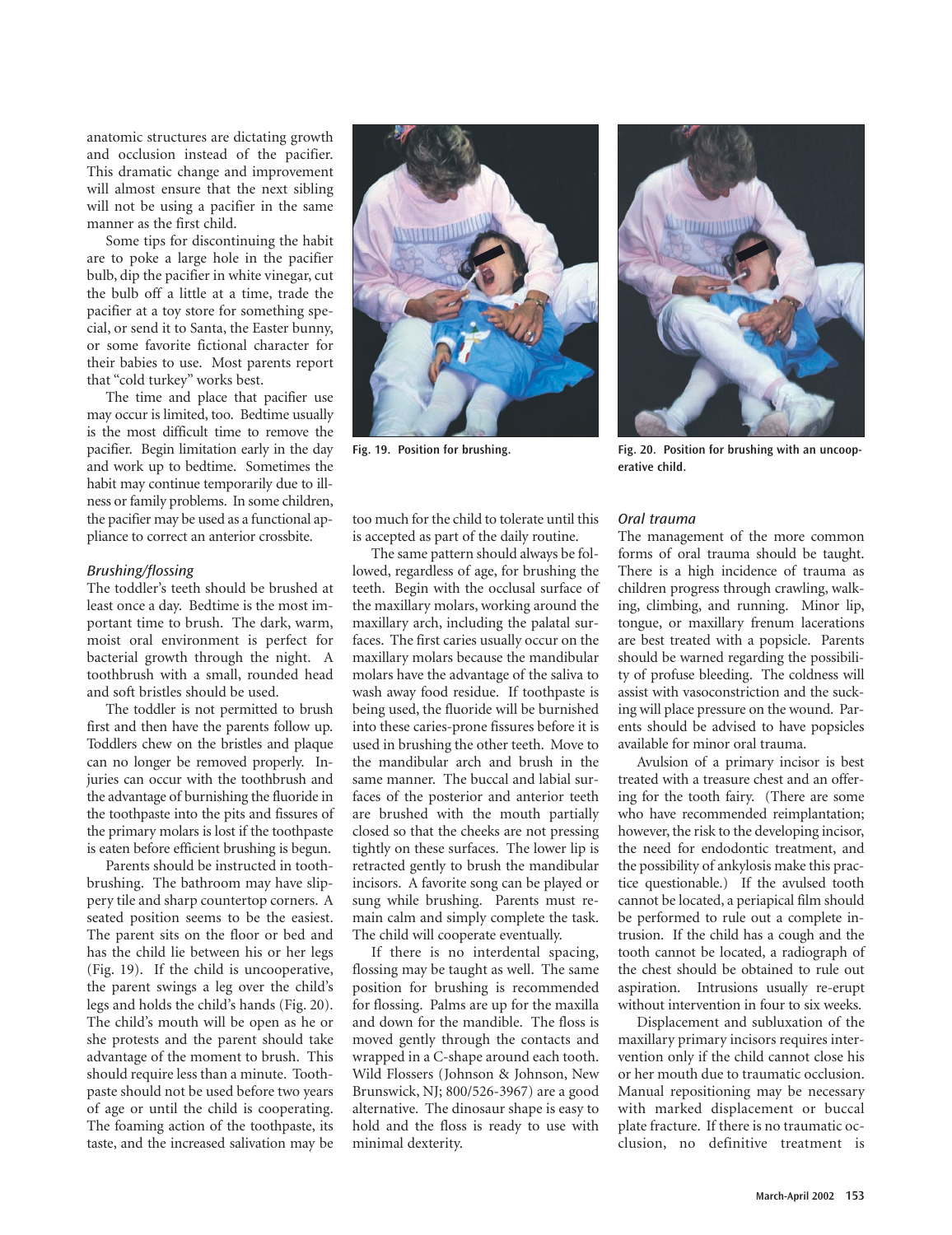anatomic structures are dictating growth and occlusion instead of the pacifier. This dramatic change and improvement will almost ensure that the next sibling will not be using a pacifier in the same manner as the first child.

Some tips for discontinuing the habit are to poke a large hole in the pacifier bulb, dip the pacifier in white vinegar, cut the bulb off a little at a time, trade the pacifier at a toy store for something special, or send it to Santa, the Easter bunny, or some favorite fictional character for their babies to use. Most parents report that "cold turkey" works best.

The time and place that pacifier use may occur is limited, too. Bedtime usually is the most difficult time to remove the pacifier. Begin limitation early in the day and work up to bedtime. Sometimes the habit may continue temporarily due to illness or family problems. In some children, the pacifier may be used as a functional appliance to correct an anterior crossbite.

### *Brushing/flossing*

The toddler's teeth should be brushed at least once a day. Bedtime is the most important time to brush. The dark, warm, moist oral environment is perfect for bacterial growth through the night. A toothbrush with a small, rounded head and soft bristles should be used.

The toddler is not permitted to brush first and then have the parents follow up. Toddlers chew on the bristles and plaque can no longer be removed properly. Injuries can occur with the toothbrush and the advantage of burnishing the fluoride in the toothpaste into the pits and fissures of the primary molars is lost if the toothpaste is eaten before efficient brushing is begun.

Parents should be instructed in toothbrushing. The bathroom may have slippery tile and sharp countertop corners. A seated position seems to be the easiest. The parent sits on the floor or bed and has the child lie between his or her legs (Fig. 19). If the child is uncooperative, the parent swings a leg over the child's legs and holds the child's hands (Fig. 20). The child's mouth will be open as he or she protests and the parent should take advantage of the moment to brush. This should require less than a minute. Toothpaste should not be used before two years of age or until the child is cooperating. The foaming action of the toothpaste, its taste, and the increased salivation may be too much for the child to tolerate until this is accepted as part of the daily routine.

**Fig. 19. Position for brushing.**

**Fig. 20. Position for brushing with an uncooperative child.**

The same pattern should always be followed, regardless of age, for brushing the teeth. Begin with the occlusal surface of the maxillary molars, working around the maxillary arch, including the palatal surfaces. The first caries usually occur on the maxillary molars because the mandibular molars have the advantage of the saliva to wash away food residue. If toothpaste is being used, the fluoride will be burnished into these caries-prone fissures before it is used in brushing the other teeth. Move to the mandibular arch and brush in the same manner. The buccal and labial surfaces of the posterior and anterior teeth are brushed with the mouth partially closed so that the cheeks are not pressing tightly on these surfaces. The lower lip is retracted gently to brush the mandibular incisors. A favorite song can be played or sung while brushing. Parents must remain calm and simply complete the task. The child will cooperate eventually.

If there is no interdental spacing, flossing may be taught as well. The same position for brushing is recommended for flossing. Palms are up for the maxilla and down for the mandible. The floss is moved gently through the contacts and wrapped in a C-shape around each tooth. Wild Flossers (Johnson & Johnson, New Brunswick, NJ; 800/526-3967) are a good alternative. The dinosaur shape is easy to hold and the floss is ready to use with minimal dexterity.

### *Oral trauma*

The management of the more common forms of oral trauma should be taught. There is a high incidence of trauma as children progress through crawling, walking, climbing, and running. Minor lip, tongue, or maxillary frenum lacerations are best treated with a popsicle. Parents should be warned regarding the possibility of profuse bleeding. The coldness will assist with vasoconstriction and the sucking will place pressure on the wound. Parents should be advised to have popsicles available for minor oral trauma.

Avulsion of a primary incisor is best treated with a treasure chest and an offering for the tooth fairy. (There are some who have recommended reimplantation; however, the risk to the developing incisor, the need for endodontic treatment, and the possibility of ankylosis make this practice questionable.) If the avulsed tooth cannot be located, a periapical film should be performed to rule out a complete intrusion. If the child has a cough and the tooth cannot be located, a radiograph of the chest should be obtained to rule out aspiration. Intrusions usually re-erupt without intervention in four to six weeks.

Displacement and subluxation of the maxillary primary incisors requires intervention only if the child cannot close his or her mouth due to traumatic occlusion. Manual repositioning may be necessary with marked displacement or buccal plate fracture. If there is no traumatic occlusion, no definitive treatment is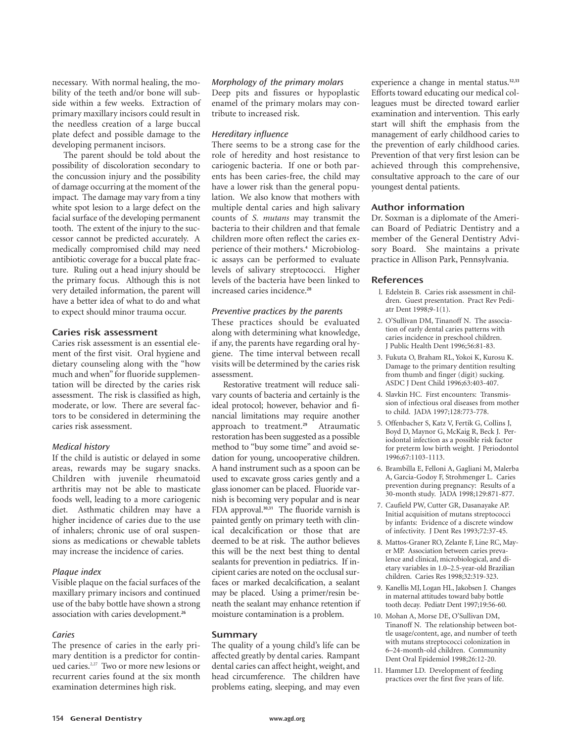necessary. With normal healing, the mobility of the teeth and/or bone will subside within a few weeks. Extraction of primary maxillary incisors could result in the needless creation of a large buccal plate defect and possible damage to the developing permanent incisors.

The parent should be told about the possibility of discoloration secondary to the concussion injury and the possibility of damage occurring at the moment of the impact. The damage may vary from a tiny white spot lesion to a large defect on the facial surface of the developing permanent tooth. The extent of the injury to the successor cannot be predicted accurately. A medically compromised child may need antibiotic coverage for a buccal plate fracture. Ruling out a head injury should be the primary focus. Although this is not very detailed information, the parent will have a better idea of what to do and what to expect should minor trauma occur.

## Caries risk assessment

Caries risk assessment is an essential element of the first visit. Oral hygiene and dietary counseling along with the "how much and when" for fluoride supplementation will be directed by the caries risk assessment. The risk is classified as high, moderate, or low. There are several factors to be considered in determining the caries risk assessment.

### *Medical history*

If the child is autistic or delayed in some areas, rewards may be sugary snacks. Children with juvenile rheumatoid arthritis may not be able to masticate foods well, leading to a more cariogenic diet. Asthmatic children may have a higher incidence of caries due to the use of inhalers; chronic use of oral suspensions as medications or chewable tablets may increase the incidence of caries.

### *Plaque index*

Visible plaque on the facial surfaces of the maxillary primary incisors and continued use of the baby bottle have shown a strong association with caries development.[26]

### *Caries*

The presence of caries in the early primary dentition is a predictor for continued caries.[2,27] Two or more new lesions or recurrent caries found at the six month examination determines high risk.

### *Morphology of the primary molars*

Deep pits and fissures or hypoplastic enamel of the primary molars may contribute to increased risk.

### *Hereditary influence*

There seems to be a strong case for the role of heredity and host resistance to cariogenic bacteria. If one or both parents has been caries-free, the child may have a lower risk than the general population. We also know that mothers with multiple dental caries and high salivary counts of *S. mutans* may transmit the bacteria to their children and that female children more often reflect the caries experience of their mothers.[4] Microbiologic assays can be performed to evaluate levels of salivary streptococci. Higher levels of the bacteria have been linked to increased caries incidence.[28]

### *Preventive practices by the parents*

These practices should be evaluated along with determining what knowledge, if any, the parents have regarding oral hygiene. The time interval between recall visits will be determined by the caries risk assessment.

Restorative treatment will reduce salivary counts of bacteria and certainly is the ideal protocol; however, behavior and financial limitations may require another approach to treatment.[29] Atraumatic restoration has been suggested as a possible method to "buy some time" and avoid sedation for young, uncooperative children. A hand instrument such as a spoon can be used to excavate gross caries gently and a glass ionomer can be placed. Fluoride varnish is becoming very popular and is near FDA approval.[30,31] The fluoride varnish is painted gently on primary teeth with clinical decalcification or those that are deemed to be at risk. The author believes this will be the next best thing to dental sealants for prevention in pediatrics. If incipient caries are noted on the occlusal surfaces or marked decalcification, a sealant may be placed. Using a primer/resin beneath the sealant may enhance retention if moisture contamination is a problem.

## Summary

The quality of a young child's life can be affected greatly by dental caries. Rampant dental caries can affect height, weight, and head circumference. The children have problems eating, sleeping, and may even experience a change in mental status.[32,33] Efforts toward educating our medical colleagues must be directed toward earlier examination and intervention. This early start will shift the emphasis from the management of early childhood caries to the prevention of early childhood caries. Prevention of that very first lesion can be achieved through this comprehensive, consultative approach to the care of our youngest dental patients.

## Author information

Dr. Soxman is a diplomate of the American Board of Pediatric Dentistry and a member of the General Dentistry Advisory Board. She maintains a private practice in Allison Park, Pennsylvania.

## References

1. Edelstein B. Caries risk assessment in children. Guest presentation. Pract Rev Pediatr Dent 1998;9-1(1).
2. O'Sullivan DM, Tinanoff N. The association of early dental caries patterns with caries incidence in preschool children. J Public Health Dent 1996;56:81-83.
3. Fukuta O, Braham RL, Yokoi K, Kurosu K. Damage to the primary dentition resulting from thumb and finger (digit) sucking. ASDC J Dent Child 1996;63:403-407.
4. Slavkin HC. First encounters: Transmission of infectious oral diseases from mother to child. JADA 1997;128:773-778.
5. Offenbacher S, Katz V, Fertik G, Collins J, Boyd D, Maynor G, McKaig R, Beck J. Periodontal infection as a possible risk factor for preterm low birth weight. J Periodontol 1996;67:1103-1113.
6. Brambilla E, Felloni A, Gagliani M, Malerba A, Garcia-Godoy F, Strohmenger L. Caries prevention during pregnancy: Results of a 30-month study. JADA 1998;129:871-877.
7. Caufield PW, Cutter GR, Dasanayake AP. Initial acquisition of mutans streptococci by infants: Evidence of a discrete window of infectivity. J Dent Res 1993;72:37-45.
8. Mattos-Graner RO, Zelante F, Line RC, Mayer MP. Association between caries prevalence and clinical, microbiological, and dietary variables in 1.0–2.5-year-old Brazilian children. Caries Res 1998;32:319-323.
9. Kanellis MJ, Logan HL, Jakobsen J. Changes in maternal attitudes toward baby bottle tooth decay. Pediatr Dent 1997;19:56-60.
10. Mohan A, Morse DE, O'Sullivan DM, Tinanoff N. The relationship between bottle usage/content, age, and number of teeth with mutans streptococci colonization in 6–24-month-old children. Community Dent Oral Epidemiol 1998;26:12-20.
11. Hammer LD. Development of feeding practices over the first five years of life.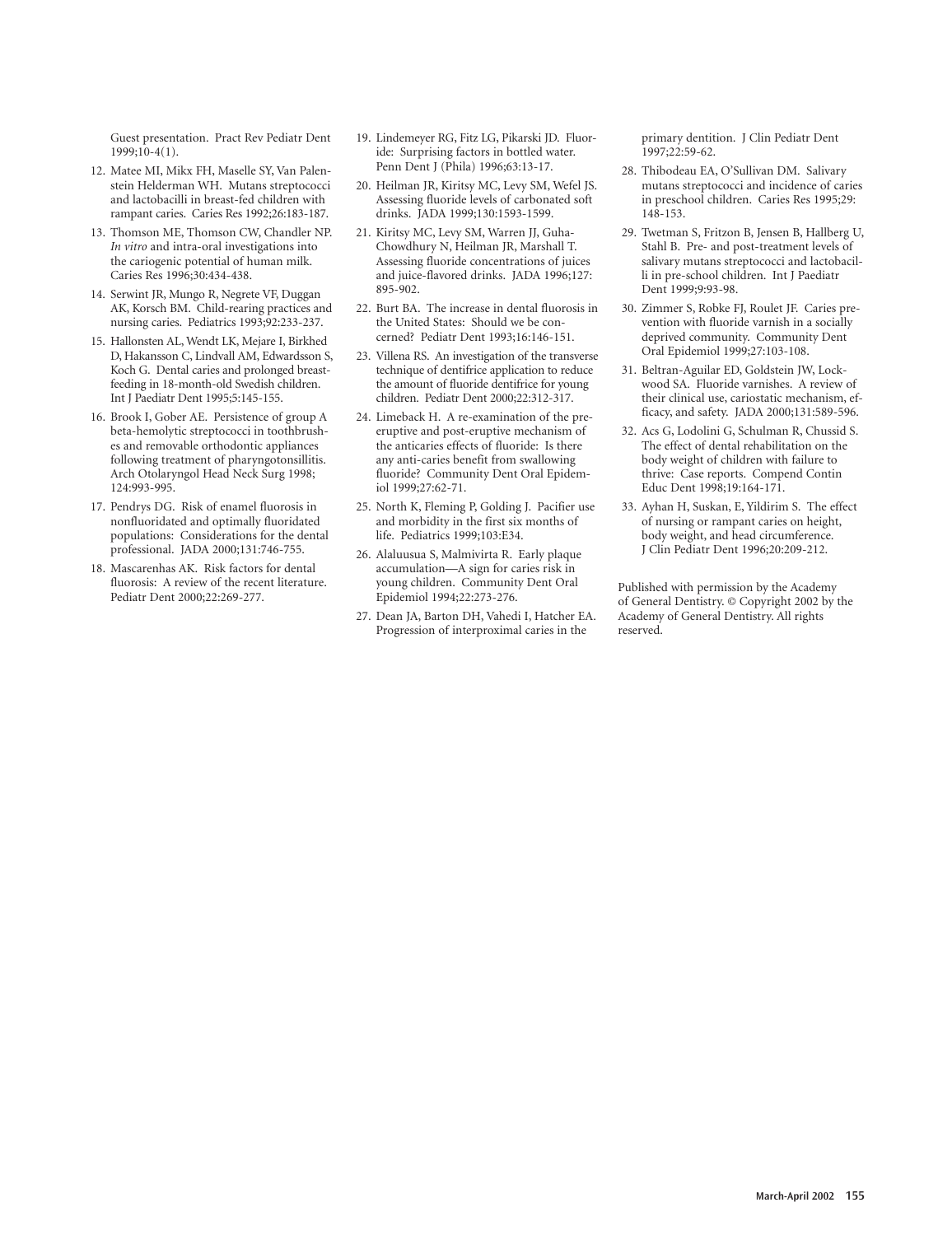Guest presentation. Pract Rev Pediatr Dent 1999;10-4(1).

12. Matee MI, Mikx FH, Maselle SY, Van Palenstein Helderman WH. Mutans streptococci and lactobacilli in breast-fed children with rampant caries. Caries Res 1992;26:183-187.
13. Thomson ME, Thomson CW, Chandler NP. *In vitro* and intra-oral investigations into the cariogenic potential of human milk. Caries Res 1996;30:434-438.
14. Serwint JR, Mungo R, Negrete VF, Duggan AK, Korsch BM. Child-rearing practices and nursing caries. Pediatrics 1993;92:233-237.
15. Hallonsten AL, Wendt LK, Mejare I, Birkhed D, Hakansson C, Lindvall AM, Edwardsson S, Koch G. Dental caries and prolonged breast-feeding in 18-month-old Swedish children. Int J Paediatr Dent 1995;5:145-155.
16. Brook I, Gober AE. Persistence of group A beta-hemolytic streptococci in toothbrushes and removable orthodontic appliances following treatment of pharyngotonsillitis. Arch Otolaryngol Head Neck Surg 1998; 124:993-995.
17. Pendrys DG. Risk of enamel fluorosis in nonfluoridated and optimally fluoridated populations: Considerations for the dental professional. JADA 2000;131:746-755.
18. Mascarenhas AK. Risk factors for dental fluorosis: A review of the recent literature. Pediatr Dent 2000;22:269-277.
19. Lindemeyer RG, Fitz LG, Pikarski JD. Fluoride: Surprising factors in bottled water. Penn Dent J (Phila) 1996;63:13-17.
20. Heilman JR, Kiritsy MC, Levy SM, Wefel JS. Assessing fluoride levels of carbonated soft drinks. JADA 1999;130:1593-1599.
21. Kiritsy MC, Levy SM, Warren JJ, Guha-Chowdhury N, Heilman JR, Marshall T. Assessing fluoride concentrations of juices and juice-flavored drinks. JADA 1996;127: 895-902.
22. Burt BA. The increase in dental fluorosis in the United States: Should we be concerned? Pediatr Dent 1993;16:146-151.
23. Villena RS. An investigation of the transverse technique of dentifrice application to reduce the amount of fluoride dentifrice for young children. Pediatr Dent 2000;22:312-317.
24. Limeback H. A re-examination of the pre-eruptive and post-eruptive mechanism of the anticaries effects of fluoride: Is there any anti-caries benefit from swallowing fluoride? Community Dent Oral Epidemiol 1999;27:62-71.
25. North K, Fleming P, Golding J. Pacifier use and morbidity in the first six months of life. Pediatrics 1999;103:E34.
26. Alaluusua S, Malmivirta R. Early plaque accumulation—A sign for caries risk in young children. Community Dent Oral Epidemiol 1994;22:273-276.
27. Dean JA, Barton DH, Vahedi I, Hatcher EA. Progression of interproximal caries in the primary dentition. J Clin Pediatr Dent 1997;22:59-62.
28. Thibodeau EA, O'Sullivan DM. Salivary mutans streptococci and incidence of caries in preschool children. Caries Res 1995;29: 148-153.
29. Twetman S, Fritzon B, Jensen B, Hallberg U, Stahl B. Pre- and post-treatment levels of salivary mutans streptococci and lactobacilli in pre-school children. Int J Paediatr Dent 1999;9:93-98.
30. Zimmer S, Robke FJ, Roulet JF. Caries prevention with fluoride varnish in a socially deprived community. Community Dent Oral Epidemiol 1999;27:103-108.
31. Beltran-Aguilar ED, Goldstein JW, Lockwood SA. Fluoride varnishes. A review of their clinical use, cariostatic mechanism, efficacy, and safety. JADA 2000;131:589-596.
32. Acs G, Lodolini G, Schulman R, Chussid S. The effect of dental rehabilitation on the body weight of children with failure to thrive: Case reports. Compend Contin Educ Dent 1998;19:164-171.
33. Ayhan H, Suskan, E, Yildirim S. The effect of nursing or rampant caries on height, body weight, and head circumference. J Clin Pediatr Dent 1996;20:209-212.

Published with permission by the Academy of General Dentistry. © Copyright 2002 by the Academy of General Dentistry. All rights reserved.